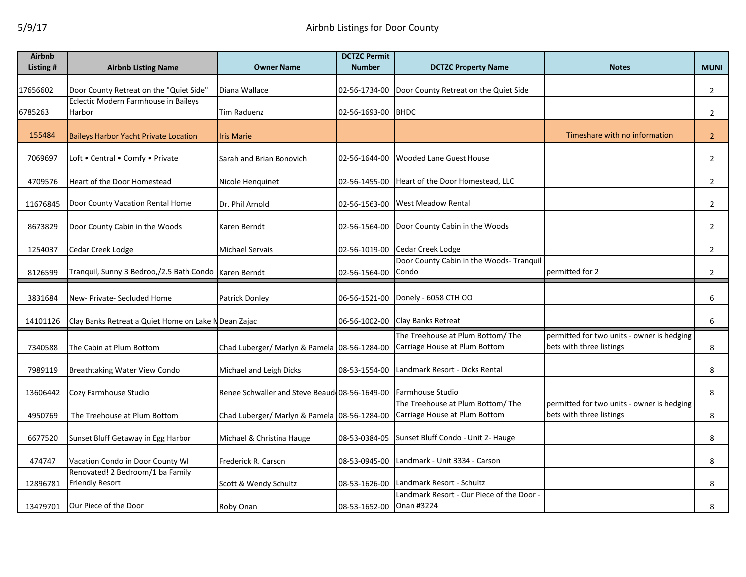# Airbnb Listings for Door County

| Airbnb Listing # | Airbnb Listing Name | Owner Name | DCTZC Permit Number | DCTZC Property Name | Notes | MUNI |
|---|---|---|---|---|---|---|
| 17656602 | Door County Retreat on the "Quiet Side" | Diana Wallace | 02-56-1734-00 | Door County Retreat on the Quiet Side | | 2 |
| 6785263 | Eclectic Modern Farmhouse in Baileys Harbor | Tim Raduenz | 02-56-1693-00 | BHDC | | 2 |
| 155484 | Baileys Harbor Yacht Private Location | Iris Marie | | | Timeshare with no information | 2 |
| 7069697 | Loft • Central • Comfy • Private | Sarah and Brian Bonovich | 02-56-1644-00 | Wooded Lane Guest House | | 2 |
| 4709576 | Heart of the Door Homestead | Nicole Henquinet | 02-56-1455-00 | Heart of the Door Homestead, LLC | | 2 |
| 11676845 | Door County Vacation Rental Home | Dr. Phil Arnold | 02-56-1563-00 | West Meadow Rental | | 2 |
| 8673829 | Door County Cabin in the Woods | Karen Berndt | 02-56-1564-00 | Door County Cabin in the Woods | | 2 |
| 1254037 | Cedar Creek Lodge | Michael Servais | 02-56-1019-00 | Cedar Creek Lodge | | 2 |
| 8126599 | Tranquil, Sunny 3 Bedroo,/2.5 Bath Condo | Karen Berndt | 02-56-1564-00 | Door County Cabin in the Woods- Tranquil Condo | permitted for 2 | 2 |
| 3831684 | New- Private- Secluded Home | Patrick Donley | 06-56-1521-00 | Donely - 6058 CTH OO | | 6 |
| 14101126 | Clay Banks Retreat a Quiet Home on Lake M | Dean Zajac | 06-56-1002-00 | Clay Banks Retreat | | 6 |
| 7340588 | The Cabin at Plum Bottom | Chad Luberger/ Marlyn & Pamela | 08-56-1284-00 | The Treehouse at Plum Bottom/ The Carriage House at Plum Bottom | permitted for two units - owner is hedging bets with three listings | 8 |
| 7989119 | Breathtaking Water View Condo | Michael and Leigh Dicks | 08-53-1554-00 | Landmark Resort - Dicks Rental | | 8 |
| 13606442 | Cozy Farmhouse Studio | Renee Schwaller and Steve Beaud | 08-56-1649-00 | Farmhouse Studio | | 8 |
| 4950769 | The Treehouse at Plum Bottom | Chad Luberger/ Marlyn & Pamela | 08-56-1284-00 | The Treehouse at Plum Bottom/ The Carriage House at Plum Bottom | permitted for two units - owner is hedging bets with three listings | 8 |
| 6677520 | Sunset Bluff Getaway in Egg Harbor | Michael & Christina Hauge | 08-53-0384-05 | Sunset Bluff Condo - Unit 2- Hauge | | 8 |
| 474747 | Vacation Condo in Door County WI | Frederick R. Carson | 08-53-0945-00 | Landmark - Unit 3334 - Carson | | 8 |
| 12896781 | Renovated! 2 Bedroom/1 ba Family Friendly Resort | Scott & Wendy Schultz | 08-53-1626-00 | Landmark Resort - Schultz | | 8 |
| 13479701 | Our Piece of the Door | Roby Onan | 08-53-1652-00 | Landmark Resort - Our Piece of the Door - Onan #3224 | | 8 |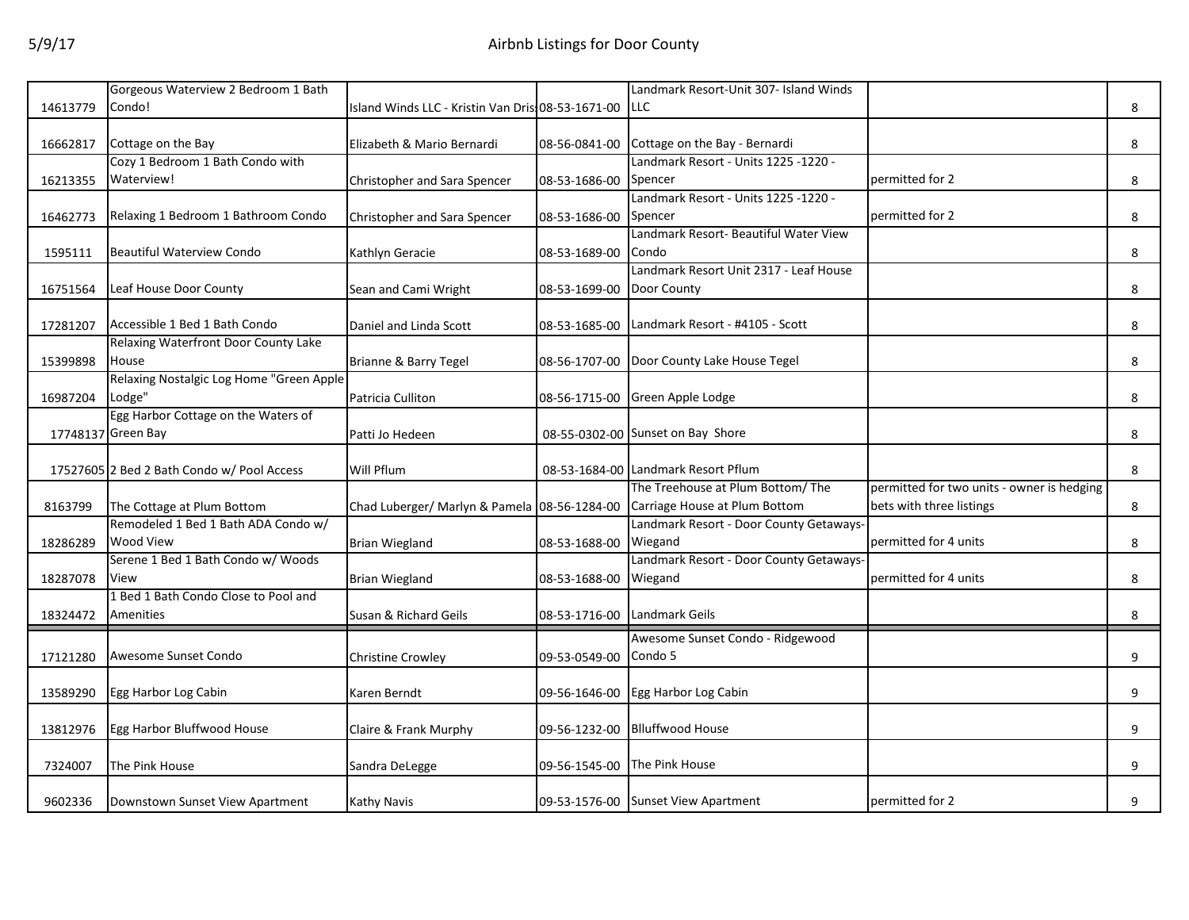| | | | | | | |
|---|---|---|---|---|---|---|
| 14613779 | Gorgeous Waterview 2 Bedroom 1 Bath Condo! | Island Winds LLC - Kristin Van Dris | 08-53-1671-00 | Landmark Resort-Unit 307- Island Winds LLC | | 8 |
| 16662817 | Cottage on the Bay | Elizabeth & Mario Bernardi | 08-56-0841-00 | Cottage on the Bay - Bernardi | | 8 |
| 16213355 | Cozy 1 Bedroom 1 Bath Condo with Waterview! | Christopher and Sara Spencer | 08-53-1686-00 | Landmark Resort - Units 1225 -1220 - Spencer | permitted for 2 | 8 |
| 16462773 | Relaxing 1 Bedroom 1 Bathroom Condo | Christopher and Sara Spencer | 08-53-1686-00 | Landmark Resort - Units 1225 -1220 - Spencer | permitted for 2 | 8 |
| 1595111 | Beautiful Waterview Condo | Kathlyn Geracie | 08-53-1689-00 | Landmark Resort- Beautiful Water View Condo | | 8 |
| 16751564 | Leaf House Door County | Sean and Cami Wright | 08-53-1699-00 | Landmark Resort Unit 2317 - Leaf House Door County | | 8 |
| 17281207 | Accessible 1 Bed 1 Bath Condo | Daniel and Linda Scott | 08-53-1685-00 | Landmark Resort - #4105 - Scott | | 8 |
| 15399898 | Relaxing Waterfront Door County Lake House | Brianne & Barry Tegel | 08-56-1707-00 | Door County Lake House Tegel | | 8 |
| 16987204 | Relaxing Nostalgic Log Home "Green Apple Lodge" | Patricia Culliton | 08-56-1715-00 | Green Apple Lodge | | 8 |
| 17748137 | Egg Harbor Cottage on the Waters of Green Bay | Patti Jo Hedeen | 08-55-0302-00 | Sunset on Bay Shore | | 8 |
| 17527605 | 2 Bed 2 Bath Condo w/ Pool Access | Will Pflum | 08-53-1684-00 | Landmark Resort Pflum | | 8 |
| 8163799 | The Cottage at Plum Bottom | Chad Luberger/ Marlyn & Pamela | 08-56-1284-00 | The Treehouse at Plum Bottom/ The Carriage House at Plum Bottom | permitted for two units - owner is hedging bets with three listings | 8 |
| 18286289 | Remodeled 1 Bed 1 Bath ADA Condo w/ Wood View | Brian Wiegland | 08-53-1688-00 | Landmark Resort - Door County Getaways-Wiegand | permitted for 4 units | 8 |
| 18287078 | Serene 1 Bed 1 Bath Condo w/ Woods View | Brian Wiegland | 08-53-1688-00 | Landmark Resort - Door County Getaways-Wiegand | permitted for 4 units | 8 |
| 18324472 | 1 Bed 1 Bath Condo Close to Pool and Amenities | Susan & Richard Geils | 08-53-1716-00 | Landmark Geils | | 8 |
| 17121280 | Awesome Sunset Condo | Christine Crowley | 09-53-0549-00 | Awesome Sunset Condo - Ridgewood Condo 5 | | 9 |
| 13589290 | Egg Harbor Log Cabin | Karen Berndt | 09-56-1646-00 | Egg Harbor Log Cabin | | 9 |
| 13812976 | Egg Harbor Bluffwood House | Claire & Frank Murphy | 09-56-1232-00 | Blluffwood House | | 9 |
| 7324007 | The Pink House | Sandra DeLegge | 09-56-1545-00 | The Pink House | | 9 |
| 9602336 | Downtown Sunset View Apartment | Kathy Navis | 09-53-1576-00 | Sunset View Apartment | permitted for 2 | 9 |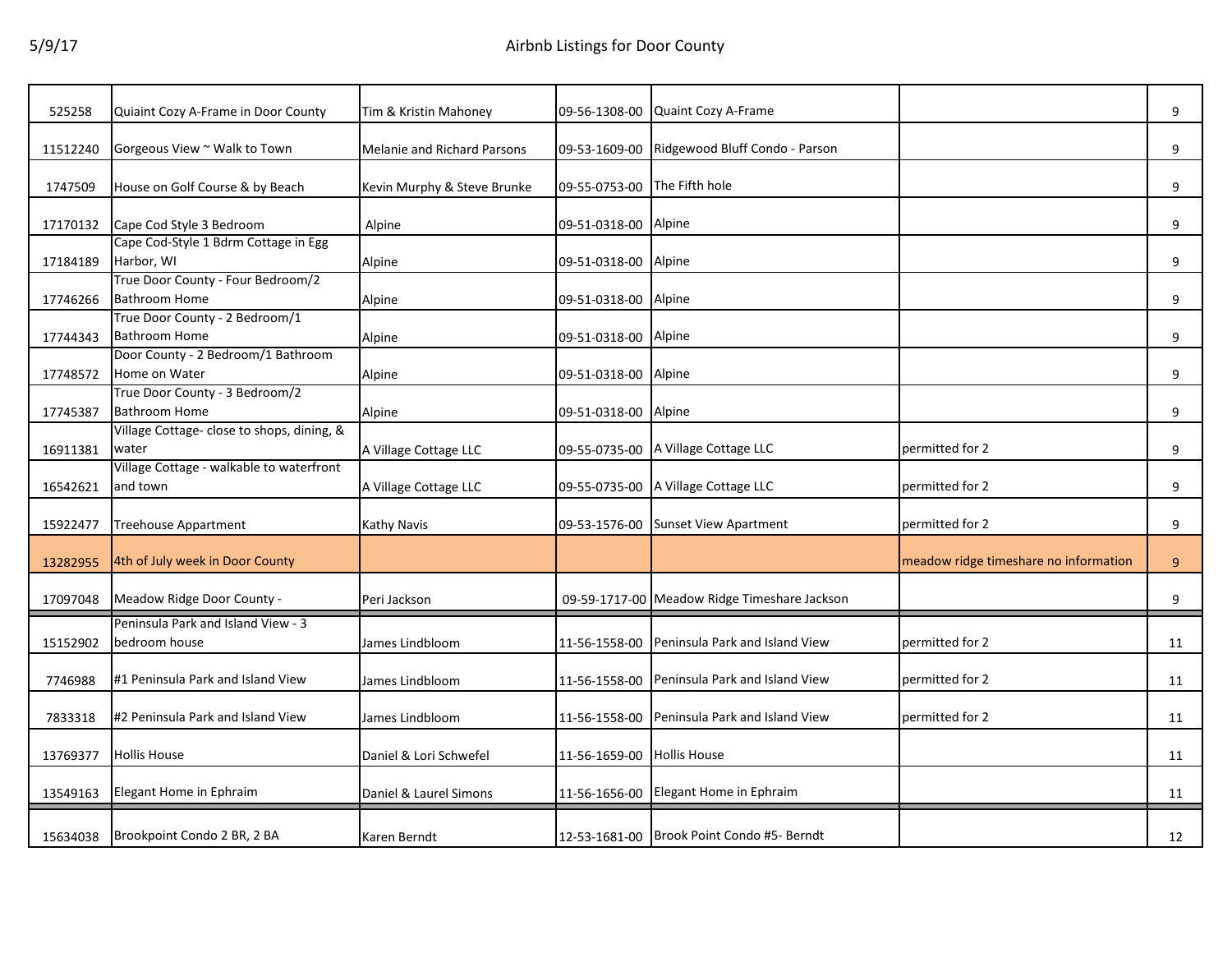| | | | | | | |
|---|---|---|---|---|---|---|
| 525258 | Quiaint Cozy A-Frame in Door County | Tim & Kristin Mahoney | 09-56-1308-00 | Quaint Cozy A-Frame | | 9 |
| 11512240 | Gorgeous View ~ Walk to Town | Melanie and Richard Parsons | 09-53-1609-00 | Ridgewood Bluff Condo - Parson | | 9 |
| 1747509 | House on Golf Course & by Beach | Kevin Murphy & Steve Brunke | 09-55-0753-00 | The Fifth hole | | 9 |
| 17170132 | Cape Cod Style 3 Bedroom | Alpine | 09-51-0318-00 | Alpine | | 9 |
| 17184189 | Cape Cod-Style 1 Bdrm Cottage in Egg Harbor, WI | Alpine | 09-51-0318-00 | Alpine | | 9 |
| 17746266 | True Door County - Four Bedroom/2 Bathroom Home | Alpine | 09-51-0318-00 | Alpine | | 9 |
| 17744343 | True Door County - 2 Bedroom/1 Bathroom Home | Alpine | 09-51-0318-00 | Alpine | | 9 |
| 17748572 | Door County - 2 Bedroom/1 Bathroom Home on Water | Alpine | 09-51-0318-00 | Alpine | | 9 |
| 17745387 | True Door County - 3 Bedroom/2 Bathroom Home | Alpine | 09-51-0318-00 | Alpine | | 9 |
| 16911381 | Village Cottage- close to shops, dining, & water | A Village Cottage LLC | 09-55-0735-00 | A Village Cottage LLC | permitted for 2 | 9 |
| 16542621 | Village Cottage - walkable to waterfront and town | A Village Cottage LLC | 09-55-0735-00 | A Village Cottage LLC | permitted for 2 | 9 |
| 15922477 | Treehouse Appartment | Kathy Navis | 09-53-1576-00 | Sunset View Apartment | permitted for 2 | 9 |
| 13282955 | 4th of July week in Door County | | | | meadow ridge timeshare no information | 9 |
| 17097048 | Meadow Ridge Door County - | Peri Jackson | 09-59-1717-00 | Meadow Ridge Timeshare Jackson | | 9 |
| 15152902 | Peninsula Park and Island View - 3 bedroom house | James Lindbloom | 11-56-1558-00 | Peninsula Park and Island View | permitted for 2 | 11 |
| 7746988 | #1 Peninsula Park and Island View | James Lindbloom | 11-56-1558-00 | Peninsula Park and Island View | permitted for 2 | 11 |
| 7833318 | #2 Peninsula Park and Island View | James Lindbloom | 11-56-1558-00 | Peninsula Park and Island View | permitted for 2 | 11 |
| 13769377 | Hollis House | Daniel & Lori Schwefel | 11-56-1659-00 | Hollis House | | 11 |
| 13549163 | Elegant Home in Ephraim | Daniel & Laurel Simons | 11-56-1656-00 | Elegant Home in Ephraim | | 11 |
| 15634038 | Brookpoint Condo 2 BR, 2 BA | Karen Berndt | 12-53-1681-00 | Brook Point Condo #5- Berndt | | 12 |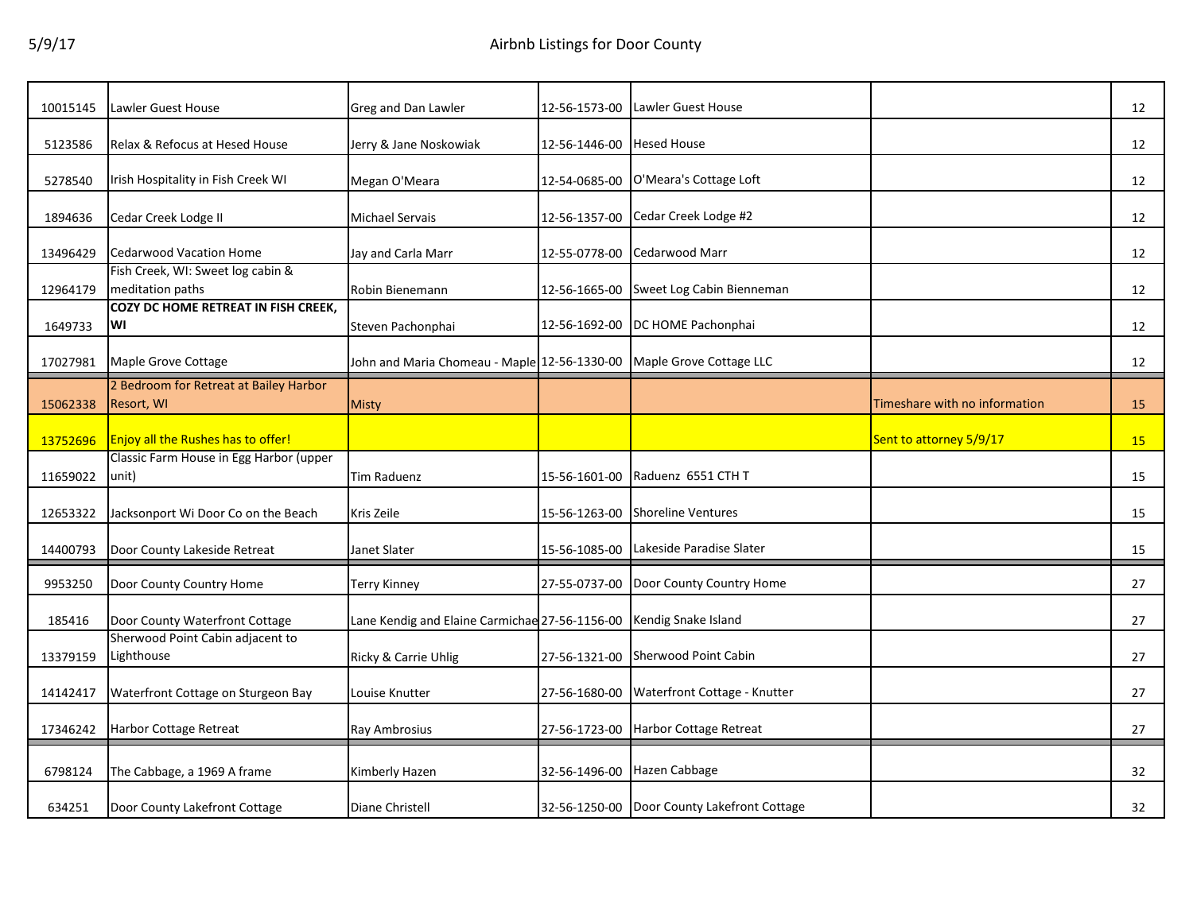| | | | | | | |
|---|---|---|---|---|---|---|
| 10015145 | Lawler Guest House | Greg and Dan Lawler | 12-56-1573-00 | Lawler Guest House | | 12 |
| 5123586 | Relax & Refocus at Hesed House | Jerry & Jane Noskowiak | 12-56-1446-00 | Hesed House | | 12 |
| 5278540 | Irish Hospitality in Fish Creek WI | Megan O'Meara | 12-54-0685-00 | O'Meara's Cottage Loft | | 12 |
| 1894636 | Cedar Creek Lodge II | Michael Servais | 12-56-1357-00 | Cedar Creek Lodge #2 | | 12 |
| 13496429 | Cedarwood Vacation Home | Jay and Carla Marr | 12-55-0778-00 | Cedarwood Marr | | 12 |
| 12964179 | Fish Creek, WI: Sweet log cabin & meditation paths | Robin Bienemann | 12-56-1665-00 | Sweet Log Cabin Bienneman | | 12 |
| 1649733 | **COZY DC HOME RETREAT IN FISH CREEK, WI** | Steven Pachonphai | 12-56-1692-00 | DC HOME Pachonphai | | 12 |
| 17027981 | Maple Grove Cottage | John and Maria Chomeau - Maple | 12-56-1330-00 | Maple Grove Cottage LLC | | 12 |
| 15062338 | 2 Bedroom for Retreat at Bailey Harbor Resort, WI | Misty | | | Timeshare with no information | 15 |
| 13752696 | Enjoy all the Rushes has to offer! | | | | Sent to attorney 5/9/17 | 15 |
| 11659022 | Classic Farm House in Egg Harbor (upper unit) | Tim Raduenz | 15-56-1601-00 | Raduenz 6551 CTH T | | 15 |
| 12653322 | Jacksonport Wi Door Co on the Beach | Kris Zeile | 15-56-1263-00 | Shoreline Ventures | | 15 |
| 14400793 | Door County Lakeside Retreat | Janet Slater | 15-56-1085-00 | Lakeside Paradise Slater | | 15 |
| 9953250 | Door County Country Home | Terry Kinney | 27-55-0737-00 | Door County Country Home | | 27 |
| 185416 | Door County Waterfront Cottage | Lane Kendig and Elaine Carmichae | 27-56-1156-00 | Kendig Snake Island | | 27 |
| 13379159 | Sherwood Point Cabin adjacent to Lighthouse | Ricky & Carrie Uhlig | 27-56-1321-00 | Sherwood Point Cabin | | 27 |
| 14142417 | Waterfront Cottage on Sturgeon Bay | Louise Knutter | 27-56-1680-00 | Waterfront Cottage - Knutter | | 27 |
| 17346242 | Harbor Cottage Retreat | Ray Ambrosius | 27-56-1723-00 | Harbor Cottage Retreat | | 27 |
| 6798124 | The Cabbage, a 1969 A frame | Kimberly Hazen | 32-56-1496-00 | Hazen Cabbage | | 32 |
| 634251 | Door County Lakefront Cottage | Diane Christell | 32-56-1250-00 | Door County Lakefront Cottage | | 32 |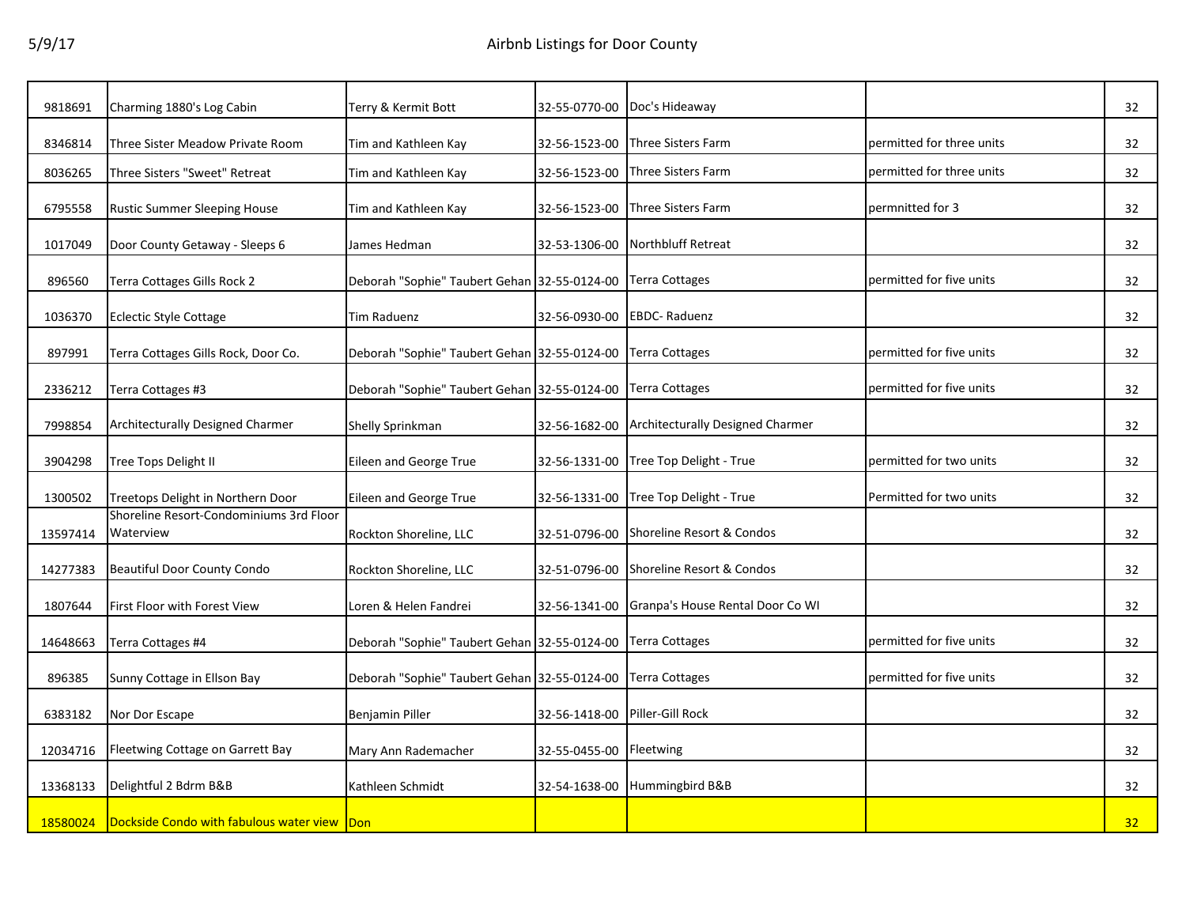# Airbnb Listings for Door County

| | | | | | | |
|---|---|---|---|---|---|---|
| 9818691 | Charming 1880's Log Cabin | Terry & Kermit Bott | 32-55-0770-00 | Doc's Hideaway | | 32 |
| 8346814 | Three Sister Meadow Private Room | Tim and Kathleen Kay | 32-56-1523-00 | Three Sisters Farm | permitted for three units | 32 |
| 8036265 | Three Sisters "Sweet" Retreat | Tim and Kathleen Kay | 32-56-1523-00 | Three Sisters Farm | permitted for three units | 32 |
| 6795558 | Rustic Summer Sleeping House | Tim and Kathleen Kay | 32-56-1523-00 | Three Sisters Farm | permnitted for 3 | 32 |
| 1017049 | Door County Getaway - Sleeps 6 | James Hedman | 32-53-1306-00 | Northbluff Retreat | | 32 |
| 896560 | Terra Cottages Gills Rock 2 | Deborah "Sophie" Taubert Gehan | 32-55-0124-00 | Terra Cottages | permitted for five units | 32 |
| 1036370 | Eclectic Style Cottage | Tim Raduenz | 32-56-0930-00 | EBDC- Raduenz | | 32 |
| 897991 | Terra Cottages Gills Rock, Door Co. | Deborah "Sophie" Taubert Gehan | 32-55-0124-00 | Terra Cottages | permitted for five units | 32 |
| 2336212 | Terra Cottages #3 | Deborah "Sophie" Taubert Gehan | 32-55-0124-00 | Terra Cottages | permitted for five units | 32 |
| 7998854 | Architecturally Designed Charmer | Shelly Sprinkman | 32-56-1682-00 | Architecturally Designed Charmer | | 32 |
| 3904298 | Tree Tops Delight II | Eileen and George True | 32-56-1331-00 | Tree Top Delight - True | permitted for two units | 32 |
| 1300502 | Treetops Delight in Northern Door | Eileen and George True | 32-56-1331-00 | Tree Top Delight - True | Permitted for two units | 32 |
| 13597414 | Shoreline Resort-Condominiums 3rd Floor Waterview | Rockton Shoreline, LLC | 32-51-0796-00 | Shoreline Resort & Condos | | 32 |
| 14277383 | Beautiful Door County Condo | Rockton Shoreline, LLC | 32-51-0796-00 | Shoreline Resort & Condos | | 32 |
| 1807644 | First Floor with Forest View | Loren & Helen Fandrei | 32-56-1341-00 | Granpa's House Rental Door Co WI | | 32 |
| 14648663 | Terra Cottages #4 | Deborah "Sophie" Taubert Gehan | 32-55-0124-00 | Terra Cottages | permitted for five units | 32 |
| 896385 | Sunny Cottage in Ellson Bay | Deborah "Sophie" Taubert Gehan | 32-55-0124-00 | Terra Cottages | permitted for five units | 32 |
| 6383182 | Nor Dor Escape | Benjamin Piller | 32-56-1418-00 | Piller-Gill Rock | | 32 |
| 12034716 | Fleetwing Cottage on Garrett Bay | Mary Ann Rademacher | 32-55-0455-00 | Fleetwing | | 32 |
| 13368133 | Delightful 2 Bdrm B&B | Kathleen Schmidt | 32-54-1638-00 | Hummingbird B&B | | 32 |
| 18580024 | Dockside Condo with fabulous water view | Don | | | | 32 |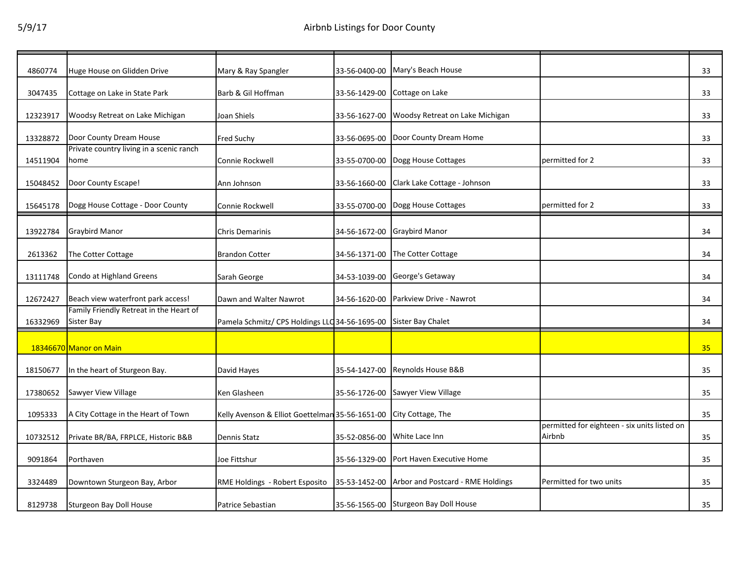| | | | | | | |
|---|---|---|---|---|---|---|
| 4860774 | Huge House on Glidden Drive | Mary & Ray Spangler | 33-56-0400-00 | Mary's Beach House | | 33 |
| 3047435 | Cottage on Lake in State Park | Barb & Gil Hoffman | 33-56-1429-00 | Cottage on Lake | | 33 |
| 12323917 | Woodsy Retreat on Lake Michigan | Joan Shiels | 33-56-1627-00 | Woodsy Retreat on Lake Michigan | | 33 |
| 13328872 | Door County Dream House | Fred Suchy | 33-56-0695-00 | Door County Dream Home | | 33 |
| 14511904 | Private country living in a scenic ranch home | Connie Rockwell | 33-55-0700-00 | Dogg House Cottages | permitted for 2 | 33 |
| 15048452 | Door County Escape! | Ann Johnson | 33-56-1660-00 | Clark Lake Cottage - Johnson | | 33 |
| 15645178 | Dogg House Cottage - Door County | Connie Rockwell | 33-55-0700-00 | Dogg House Cottages | permitted for 2 | 33 |
| 13922784 | Graybird Manor | Chris Demarinis | 34-56-1672-00 | Graybird Manor | | 34 |
| 2613362 | The Cotter Cottage | Brandon Cotter | 34-56-1371-00 | The Cotter Cottage | | 34 |
| 13111748 | Condo at Highland Greens | Sarah George | 34-53-1039-00 | George's Getaway | | 34 |
| 12672427 | Beach view waterfront park access! | Dawn and Walter Nawrot | 34-56-1620-00 | Parkview Drive - Nawrot | | 34 |
| 16332969 | Family Friendly Retreat in the Heart of Sister Bay | Pamela Schmitz/ CPS Holdings LLC | 34-56-1695-00 | Sister Bay Chalet | | 34 |
| 18346670 | Manor on Main | | | | | 35 |
| 18150677 | In the heart of Sturgeon Bay. | David Hayes | 35-54-1427-00 | Reynolds House B&B | | 35 |
| 17380652 | Sawyer View Village | Ken Glasheen | 35-56-1726-00 | Sawyer View Village | | 35 |
| 1095333 | A City Cottage in the Heart of Town | Kelly Avenson & Elliot Goettelman | 35-56-1651-00 | City Cottage, The | | 35 |
| 10732512 | Private BR/BA, FRPLCE, Historic B&B | Dennis Statz | 35-52-0856-00 | White Lace Inn | permitted for eighteen - six units listed on Airbnb | 35 |
| 9091864 | Porthaven | Joe Fittshur | 35-56-1329-00 | Port Haven Executive Home | | 35 |
| 3324489 | Downtown Sturgeon Bay, Arbor | RME Holdings - Robert Esposito | 35-53-1452-00 | Arbor and Postcard - RME Holdings | Permitted for two units | 35 |
| 8129738 | Sturgeon Bay Doll House | Patrice Sebastian | 35-56-1565-00 | Sturgeon Bay Doll House | | 35 |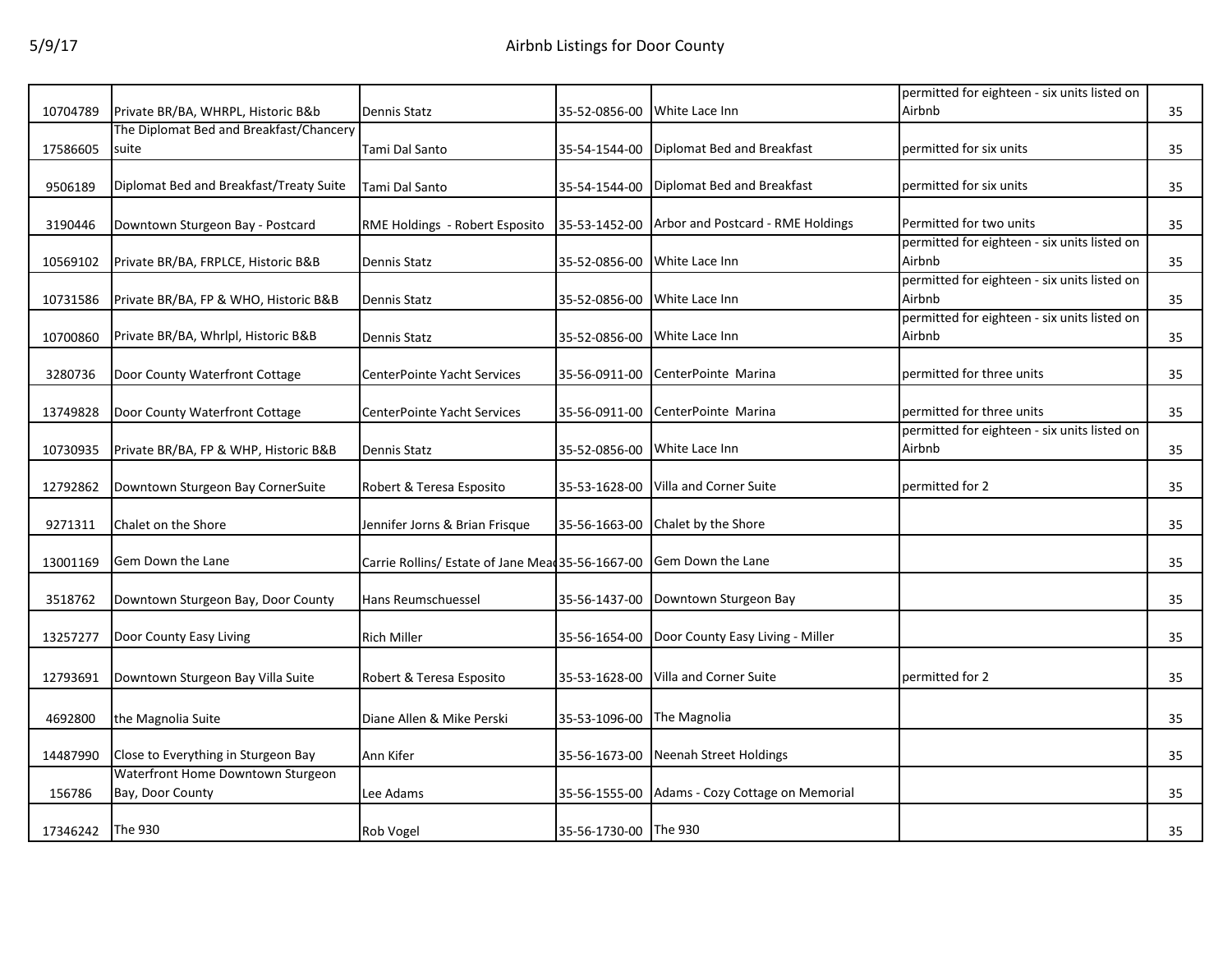| | | | | | | |
|---|---|---|---|---|---|---|
| 10704789 | Private BR/BA, WHRPL, Historic B&b | Dennis Statz | 35-52-0856-00 | White Lace Inn | permitted for eighteen - six units listed on Airbnb | 35 |
| 17586605 | The Diplomat Bed and Breakfast/Chancery suite | Tami Dal Santo | 35-54-1544-00 | Diplomat Bed and Breakfast | permitted for six units | 35 |
| 9506189 | Diplomat Bed and Breakfast/Treaty Suite | Tami Dal Santo | 35-54-1544-00 | Diplomat Bed and Breakfast | permitted for six units | 35 |
| 3190446 | Downtown Sturgeon Bay - Postcard | RME Holdings - Robert Esposito | 35-53-1452-00 | Arbor and Postcard - RME Holdings | Permitted for two units | 35 |
| 10569102 | Private BR/BA, FRPLCE, Historic B&B | Dennis Statz | 35-52-0856-00 | White Lace Inn | permitted for eighteen - six units listed on Airbnb | 35 |
| 10731586 | Private BR/BA, FP & WHO, Historic B&B | Dennis Statz | 35-52-0856-00 | White Lace Inn | permitted for eighteen - six units listed on Airbnb | 35 |
| 10700860 | Private BR/BA, Whrlpl, Historic B&B | Dennis Statz | 35-52-0856-00 | White Lace Inn | permitted for eighteen - six units listed on Airbnb | 35 |
| 3280736 | Door County Waterfront Cottage | CenterPointe Yacht Services | 35-56-0911-00 | CenterPointe Marina | permitted for three units | 35 |
| 13749828 | Door County Waterfront Cottage | CenterPointe Yacht Services | 35-56-0911-00 | CenterPointe Marina | permitted for three units | 35 |
| 10730935 | Private BR/BA, FP & WHP, Historic B&B | Dennis Statz | 35-52-0856-00 | White Lace Inn | permitted for eighteen - six units listed on Airbnb | 35 |
| 12792862 | Downtown Sturgeon Bay CornerSuite | Robert & Teresa Esposito | 35-53-1628-00 | Villa and Corner Suite | permitted for 2 | 35 |
| 9271311 | Chalet on the Shore | Jennifer Jorns & Brian Frisque | 35-56-1663-00 | Chalet by the Shore | | 35 |
| 13001169 | Gem Down the Lane | Carrie Rollins/ Estate of Jane Mea | 35-56-1667-00 | Gem Down the Lane | | 35 |
| 3518762 | Downtown Sturgeon Bay, Door County | Hans Reumschuessel | 35-56-1437-00 | Downtown Sturgeon Bay | | 35 |
| 13257277 | Door County Easy Living | Rich Miller | 35-56-1654-00 | Door County Easy Living - Miller | | 35 |
| 12793691 | Downtown Sturgeon Bay Villa Suite | Robert & Teresa Esposito | 35-53-1628-00 | Villa and Corner Suite | permitted for 2 | 35 |
| 4692800 | the Magnolia Suite | Diane Allen & Mike Perski | 35-53-1096-00 | The Magnolia | | 35 |
| 14487990 | Close to Everything in Sturgeon Bay | Ann Kifer | 35-56-1673-00 | Neenah Street Holdings | | 35 |
| 156786 | Waterfront Home Downtown Sturgeon Bay, Door County | Lee Adams | 35-56-1555-00 | Adams - Cozy Cottage on Memorial | | 35 |
| 17346242 | The 930 | Rob Vogel | 35-56-1730-00 | The 930 | | 35 |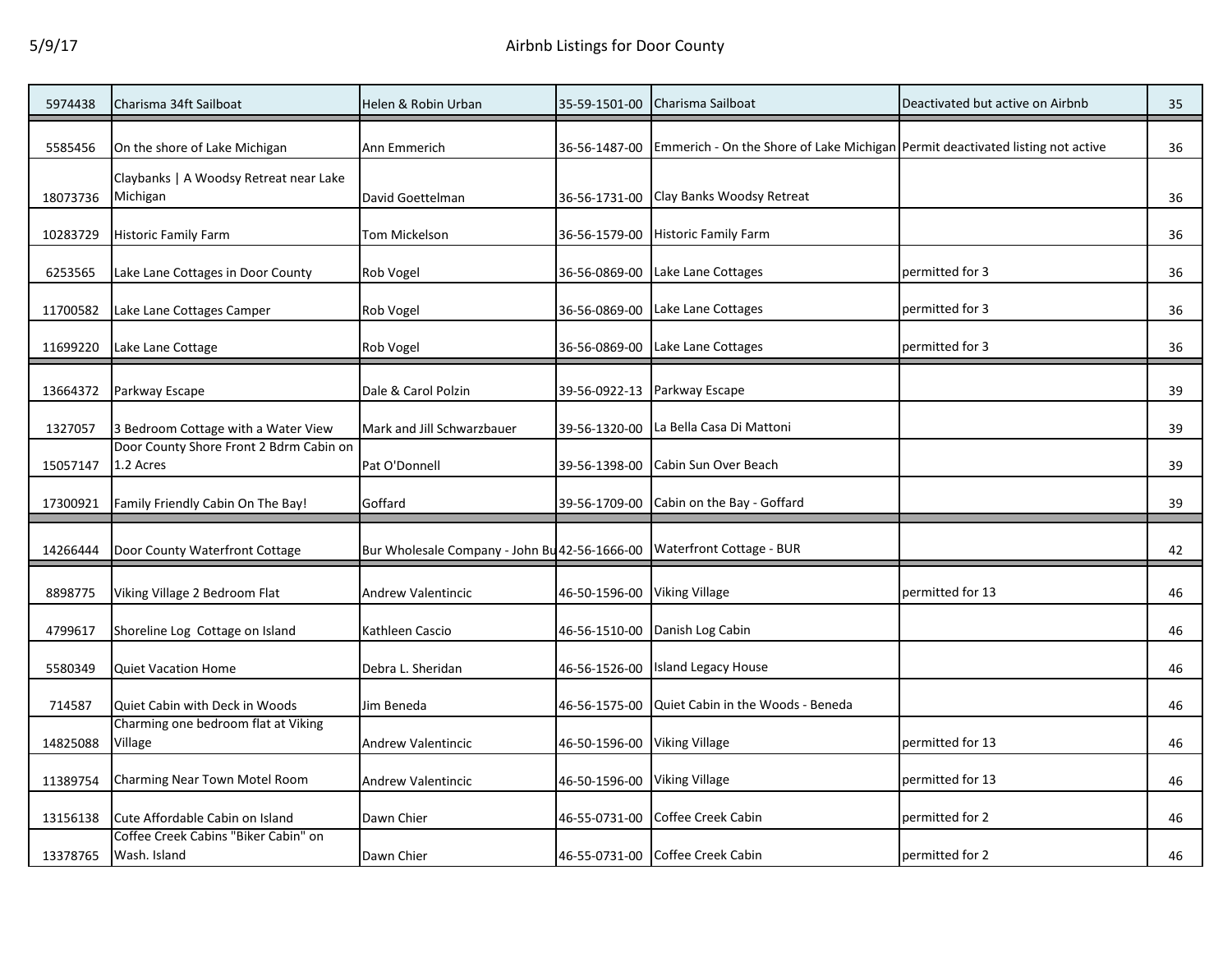| | | | | | | |
|---|---|---|---|---|---|---|
| 5974438 | Charisma 34ft Sailboat | Helen & Robin Urban | 35-59-1501-00 | Charisma Sailboat | Deactivated but active on Airbnb | 35 |
| 5585456 | On the shore of Lake Michigan | Ann Emmerich | 36-56-1487-00 | Emmerich - On the Shore of Lake Michigan | Permit deactivated listing not active | 36 |
| 18073736 | Claybanks \| A Woodsy Retreat near Lake Michigan | David Goettelman | 36-56-1731-00 | Clay Banks Woodsy Retreat | | 36 |
| 10283729 | Historic Family Farm | Tom Mickelson | 36-56-1579-00 | Historic Family Farm | | 36 |
| 6253565 | Lake Lane Cottages in Door County | Rob Vogel | 36-56-0869-00 | Lake Lane Cottages | permitted for 3 | 36 |
| 11700582 | Lake Lane Cottages Camper | Rob Vogel | 36-56-0869-00 | Lake Lane Cottages | permitted for 3 | 36 |
| 11699220 | Lake Lane Cottage | Rob Vogel | 36-56-0869-00 | Lake Lane Cottages | permitted for 3 | 36 |
| 13664372 | Parkway Escape | Dale & Carol Polzin | 39-56-0922-13 | Parkway Escape | | 39 |
| 1327057 | 3 Bedroom Cottage with a Water View | Mark and Jill Schwarzbauer | 39-56-1320-00 | La Bella Casa Di Mattoni | | 39 |
| 15057147 | Door County Shore Front 2 Bdrm Cabin on 1.2 Acres | Pat O'Donnell | 39-56-1398-00 | Cabin Sun Over Beach | | 39 |
| 17300921 | Family Friendly Cabin On The Bay! | Goffard | 39-56-1709-00 | Cabin on the Bay - Goffard | | 39 |
| 14266444 | Door County Waterfront Cottage | Bur Wholesale Company - John Bu | 42-56-1666-00 | Waterfront Cottage - BUR | | 42 |
| 8898775 | Viking Village 2 Bedroom Flat | Andrew Valentincic | 46-50-1596-00 | Viking Village | permitted for 13 | 46 |
| 4799617 | Shoreline Log Cottage on Island | Kathleen Cascio | 46-56-1510-00 | Danish Log Cabin | | 46 |
| 5580349 | Quiet Vacation Home | Debra L. Sheridan | 46-56-1526-00 | Island Legacy House | | 46 |
| 714587 | Quiet Cabin with Deck in Woods | Jim Beneda | 46-56-1575-00 | Quiet Cabin in the Woods - Beneda | | 46 |
| 14825088 | Charming one bedroom flat at Viking Village | Andrew Valentincic | 46-50-1596-00 | Viking Village | permitted for 13 | 46 |
| 11389754 | Charming Near Town Motel Room | Andrew Valentincic | 46-50-1596-00 | Viking Village | permitted for 13 | 46 |
| 13156138 | Cute Affordable Cabin on Island | Dawn Chier | 46-55-0731-00 | Coffee Creek Cabin | permitted for 2 | 46 |
| 13378765 | Coffee Creek Cabins "Biker Cabin" on Wash. Island | Dawn Chier | 46-55-0731-00 | Coffee Creek Cabin | permitted for 2 | 46 |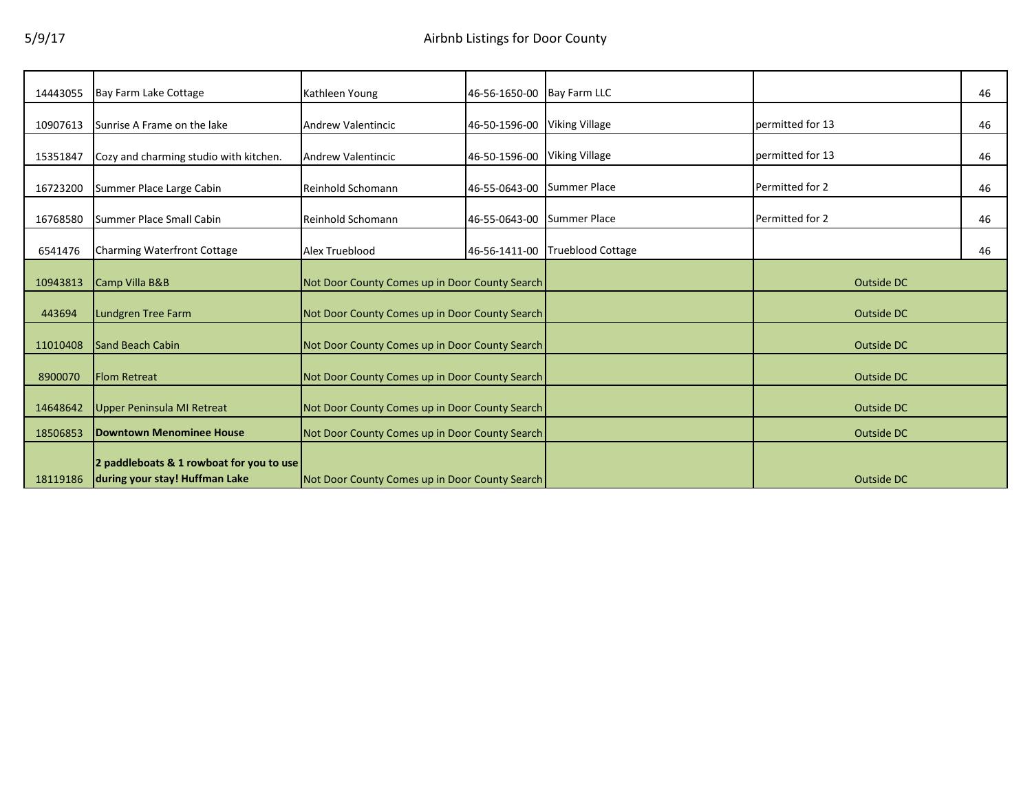| | | | | | | |
|---|---|---|---|---|---|---|
| 14443055 | Bay Farm Lake Cottage | Kathleen Young | 46-56-1650-00 | Bay Farm LLC | | 46 |
| 10907613 | Sunrise A Frame on the lake | Andrew Valentincic | 46-50-1596-00 | Viking Village | permitted for 13 | 46 |
| 15351847 | Cozy and charming studio with kitchen. | Andrew Valentincic | 46-50-1596-00 | Viking Village | permitted for 13 | 46 |
| 16723200 | Summer Place Large Cabin | Reinhold Schomann | 46-55-0643-00 | Summer Place | Permitted for 2 | 46 |
| 16768580 | Summer Place Small Cabin | Reinhold Schomann | 46-55-0643-00 | Summer Place | Permitted for 2 | 46 |
| 6541476 | Charming Waterfront Cottage | Alex Trueblood | 46-56-1411-00 | Trueblood Cottage | | 46 |
| 10943813 | Camp Villa B&B | Not Door County Comes up in Door County Search | | | Outside DC | |
| 443694 | Lundgren Tree Farm | Not Door County Comes up in Door County Search | | | Outside DC | |
| 11010408 | Sand Beach Cabin | Not Door County Comes up in Door County Search | | | Outside DC | |
| 8900070 | Flom Retreat | Not Door County Comes up in Door County Search | | | Outside DC | |
| 14648642 | Upper Peninsula MI Retreat | Not Door County Comes up in Door County Search | | | Outside DC | |
| 18506853 | **Downtown Menominee House** | Not Door County Comes up in Door County Search | | | Outside DC | |
| 18119186 | **2 paddleboats & 1 rowboat for you to use during your stay! Huffman Lake** | Not Door County Comes up in Door County Search | | | Outside DC | |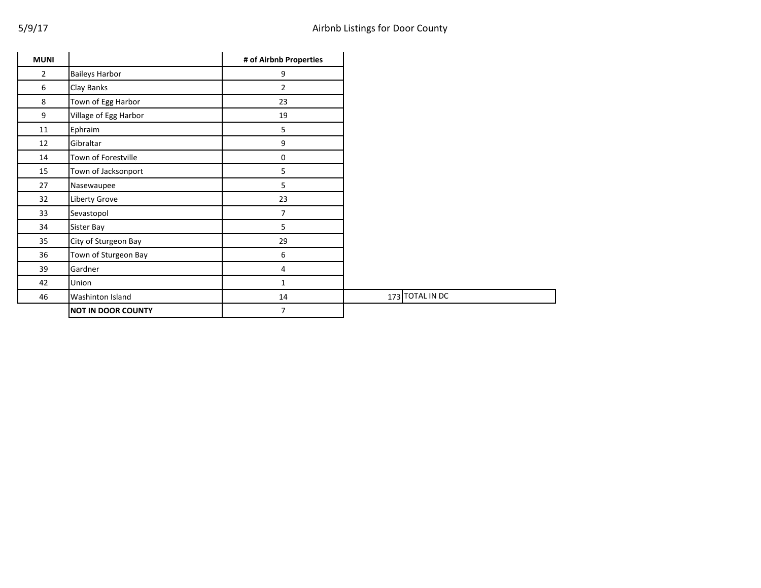5/9/17

# Airbnb Listings for Door County

| MUNI | | # of Airbnb Properties | | |
|---|---|---|---|---|
| 2 | Baileys Harbor | 9 | | |
| 6 | Clay Banks | 2 | | |
| 8 | Town of Egg Harbor | 23 | | |
| 9 | Village of Egg Harbor | 19 | | |
| 11 | Ephraim | 5 | | |
| 12 | Gibraltar | 9 | | |
| 14 | Town of Forestville | 0 | | |
| 15 | Town of Jacksonport | 5 | | |
| 27 | Nasewaupee | 5 | | |
| 32 | Liberty Grove | 23 | | |
| 33 | Sevastopol | 7 | | |
| 34 | Sister Bay | 5 | | |
| 35 | City of Sturgeon Bay | 29 | | |
| 36 | Town of Sturgeon Bay | 6 | | |
| 39 | Gardner | 4 | | |
| 42 | Union | 1 | | |
| 46 | Washinton Island | 14 | 173 | TOTAL IN DC |
| | **NOT IN DOOR COUNTY** | 7 | | |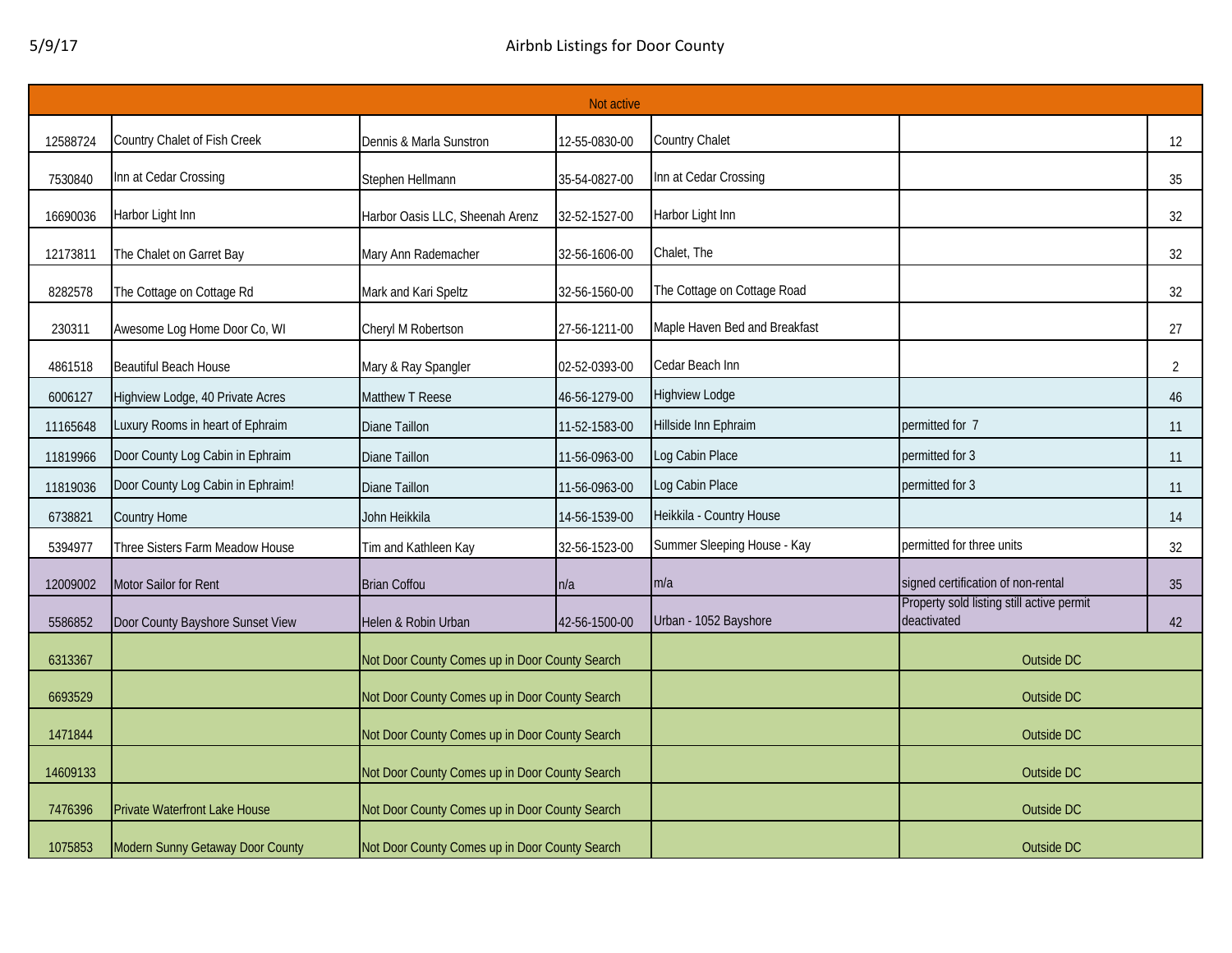# Airbnb Listings for Door County

| Not active | | | | | | |
|---|---|---|---|---|---|---|
| 12588724 | Country Chalet of Fish Creek | Dennis & Marla Sunstron | 12-55-0830-00 | Country Chalet | | 12 |
| 7530840 | Inn at Cedar Crossing | Stephen Hellmann | 35-54-0827-00 | Inn at Cedar Crossing | | 35 |
| 16690036 | Harbor Light Inn | Harbor Oasis LLC, Sheenah Arenz | 32-52-1527-00 | Harbor Light Inn | | 32 |
| 12173811 | The Chalet on Garret Bay | Mary Ann Rademacher | 32-56-1606-00 | Chalet, The | | 32 |
| 8282578 | The Cottage on Cottage Rd | Mark and Kari Speltz | 32-56-1560-00 | The Cottage on Cottage Road | | 32 |
| 230311 | Awesome Log Home Door Co, WI | Cheryl M Robertson | 27-56-1211-00 | Maple Haven Bed and Breakfast | | 27 |
| 4861518 | Beautiful Beach House | Mary & Ray Spangler | 02-52-0393-00 | Cedar Beach Inn | | 2 |
| 6006127 | Highview Lodge, 40 Private Acres | Matthew T Reese | 46-56-1279-00 | Highview Lodge | | 46 |
| 11165648 | Luxury Rooms in heart of Ephraim | Diane Taillon | 11-52-1583-00 | Hillside Inn Ephraim | permitted for 7 | 11 |
| 11819966 | Door County Log Cabin in Ephraim | Diane Taillon | 11-56-0963-00 | Log Cabin Place | permitted for 3 | 11 |
| 11819036 | Door County Log Cabin in Ephraim! | Diane Taillon | 11-56-0963-00 | Log Cabin Place | permitted for 3 | 11 |
| 6738821 | Country Home | John Heikkila | 14-56-1539-00 | Heikkila - Country House | | 14 |
| 5394977 | Three Sisters Farm Meadow House | Tim and Kathleen Kay | 32-56-1523-00 | Summer Sleeping House - Kay | permitted for three units | 32 |
| 12009002 | Motor Sailor for Rent | Brian Coffou | n/a | m/a | signed certification of non-rental | 35 |
| 5586852 | Door County Bayshore Sunset View | Helen & Robin Urban | 42-56-1500-00 | Urban - 1052 Bayshore | Property sold listing still active permit deactivated | 42 |
| 6313367 | | Not Door County Comes up in Door County Search | | | Outside DC | |
| 6693529 | | Not Door County Comes up in Door County Search | | | Outside DC | |
| 1471844 | | Not Door County Comes up in Door County Search | | | Outside DC | |
| 14609133 | | Not Door County Comes up in Door County Search | | | Outside DC | |
| 7476396 | Private Waterfront Lake House | Not Door County Comes up in Door County Search | | | Outside DC | |
| 1075853 | Modern Sunny Getaway Door County | Not Door County Comes up in Door County Search | | | Outside DC | |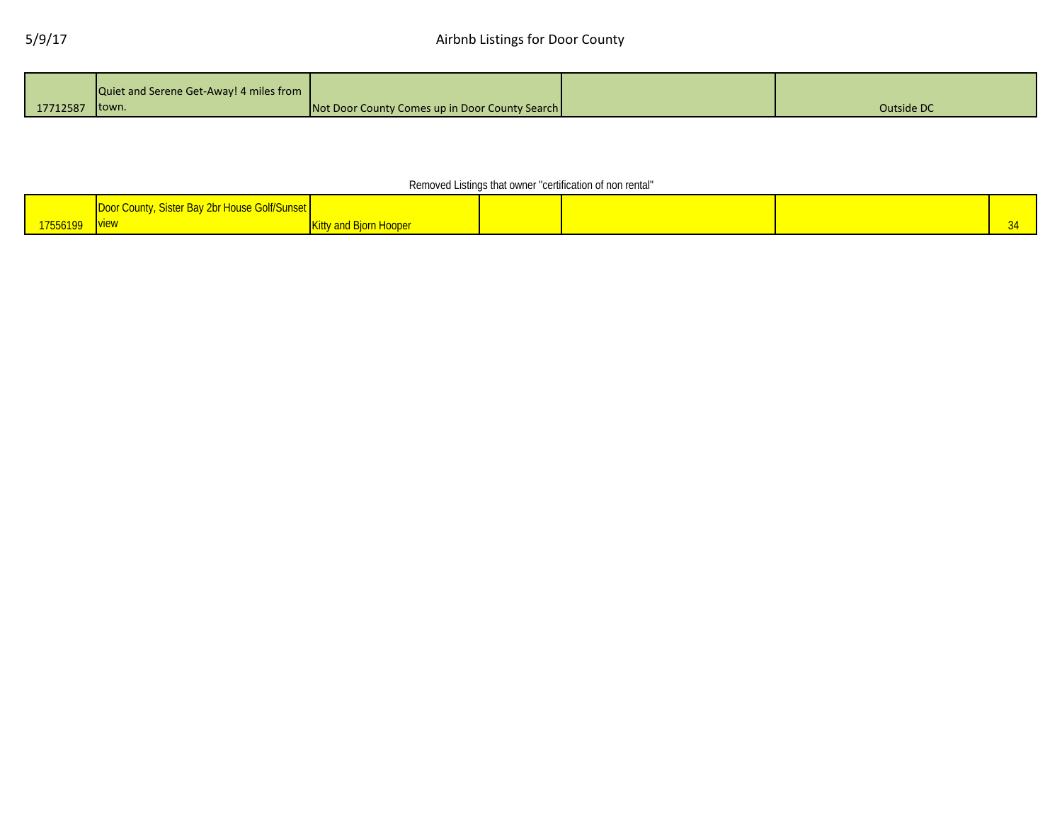| | | | | |
|---|---|---|---|---|
| 17712587 | Quiet and Serene Get-Away! 4 miles from town. | Not Door County Comes up in Door County Search | | Outside DC |

Removed Listings that owner "certification of non rental"

| | | | | | | |
|---|---|---|---|---|---|---|
| 17556199 | Door County, Sister Bay 2br House Golf/Sunset view | Kitty and Bjorn Hooper | | | | 34 |